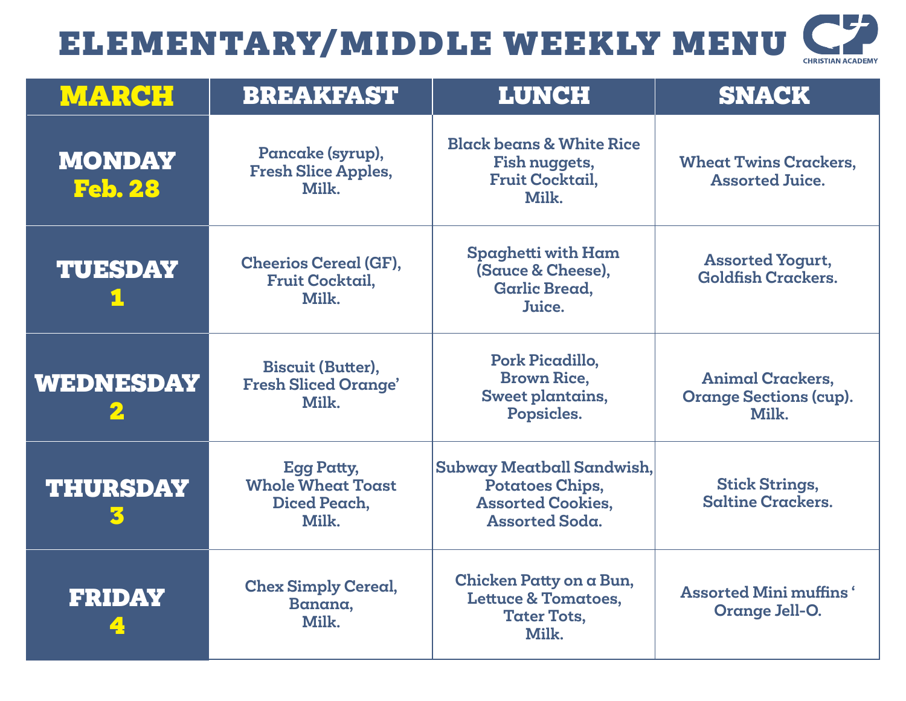# ELEMENTARY/MIDDLE WEEKLY MENU

CHRISTIAN ACADEMY

| MARCH | BREAKFAST | LUNCH | SNACK |
|---|---|---|---|
| MONDAY Feb. 28 | Pancake (syrup), Fresh Slice Apples, Milk. | Black beans & White Rice Fish nuggets, Fruit Cocktail, Milk. | Wheat Twins Crackers, Assorted Juice. |
| TUESDAY 1 | Cheerios Cereal (GF), Fruit Cocktail, Milk. | Spaghetti with Ham (Sauce & Cheese), Garlic Bread, Juice. | Assorted Yogurt, Goldfish Crackers. |
| WEDNESDAY 2 | Biscuit (Butter), Fresh Sliced Orange' Milk. | Pork Picadillo, Brown Rice, Sweet plantains, Popsicles. | Animal Crackers, Orange Sections (cup). Milk. |
| THURSDAY 3 | Egg Patty, Whole Wheat Toast Diced Peach, Milk. | Subway Meatball Sandwish, Potatoes Chips, Assorted Cookies, Assorted Soda. | Stick Strings, Saltine Crackers. |
| FRIDAY 4 | Chex Simply Cereal, Banana, Milk. | Chicken Patty on a Bun, Lettuce & Tomatoes, Tater Tots, Milk. | Assorted Mini muffins ' Orange Jell-O. |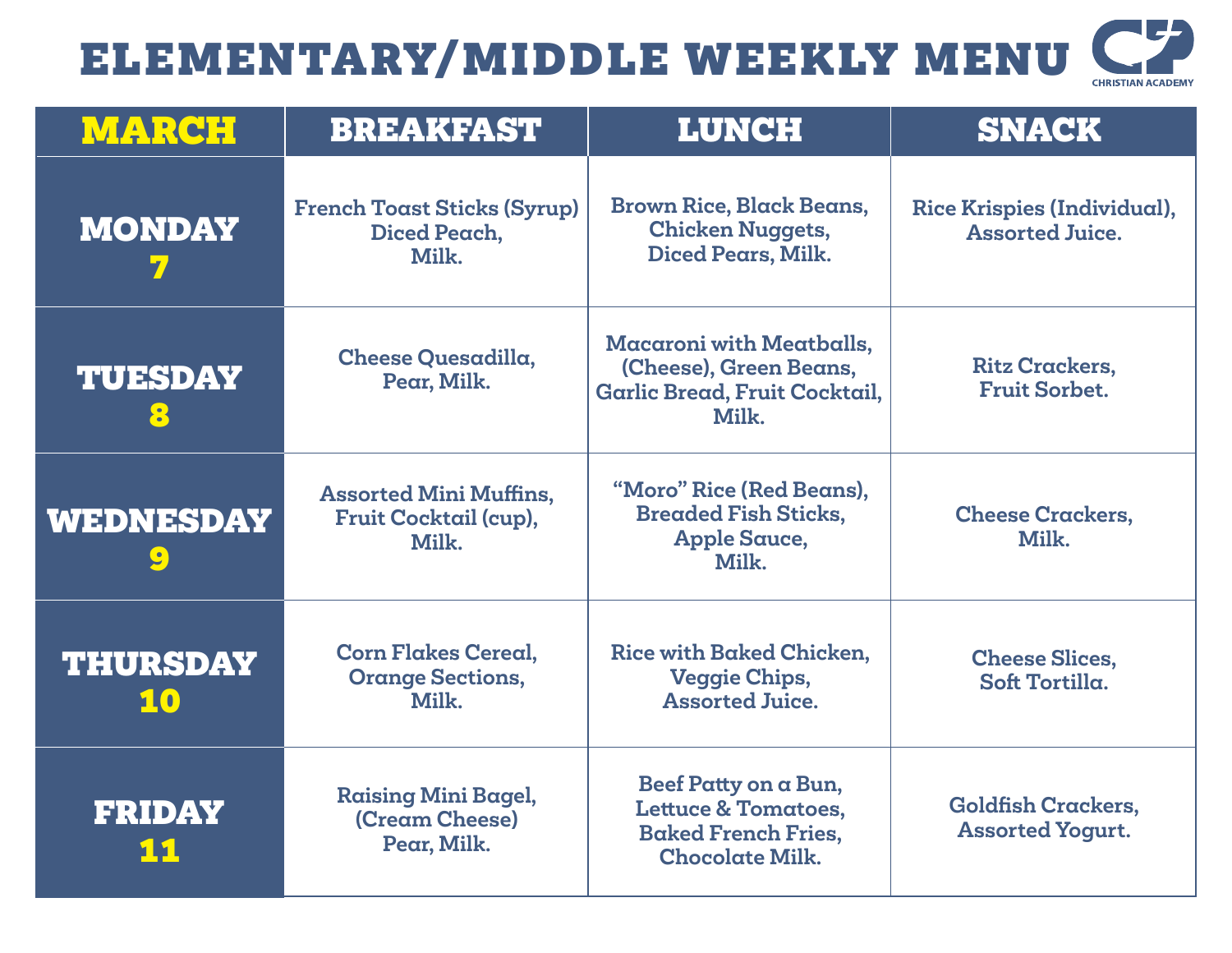# ELEMENTARY/MIDDLE WEEKLY MENU

CHRISTIAN ACADEMY

| MARCH | BREAKFAST | LUNCH | SNACK |
|---|---|---|---|
| MONDAY 7 | French Toast Sticks (Syrup) Diced Peach, Milk. | Brown Rice, Black Beans, Chicken Nuggets, Diced Pears, Milk. | Rice Krispies (Individual), Assorted Juice. |
| TUESDAY 8 | Cheese Quesadilla, Pear, Milk. | Macaroni with Meatballs, (Cheese), Green Beans, Garlic Bread, Fruit Cocktail, Milk. | Ritz Crackers, Fruit Sorbet. |
| WEDNESDAY 9 | Assorted Mini Muffins, Fruit Cocktail (cup), Milk. | "Moro" Rice (Red Beans), Breaded Fish Sticks, Apple Sauce, Milk. | Cheese Crackers, Milk. |
| THURSDAY 10 | Corn Flakes Cereal, Orange Sections, Milk. | Rice with Baked Chicken, Veggie Chips, Assorted Juice. | Cheese Slices, Soft Tortilla. |
| FRIDAY 11 | Raising Mini Bagel, (Cream Cheese) Pear, Milk. | Beef Patty on a Bun, Lettuce & Tomatoes, Baked French Fries, Chocolate Milk. | Goldfish Crackers, Assorted Yogurt. |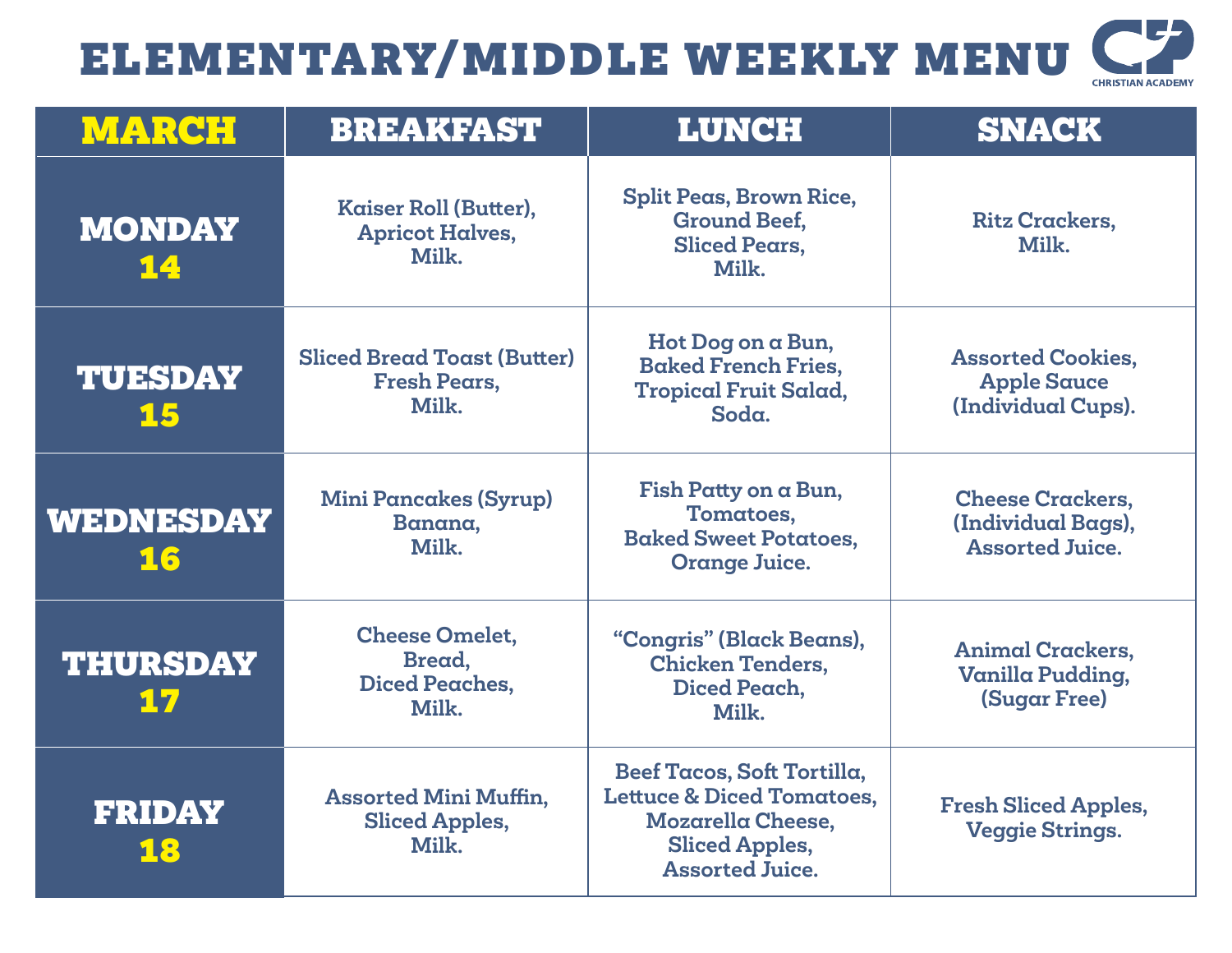# ELEMENTARY/MIDDLE WEEKLY MENU

CHRISTIAN ACADEMY

| MARCH | BREAKFAST | LUNCH | SNACK |
|---|---|---|---|
| **MONDAY 14** | Kaiser Roll (Butter), Apricot Halves, Milk. | Split Peas, Brown Rice, Ground Beef, Sliced Pears, Milk. | Ritz Crackers, Milk. |
| **TUESDAY 15** | Sliced Bread Toast (Butter) Fresh Pears, Milk. | Hot Dog on a Bun, Baked French Fries, Tropical Fruit Salad, Soda. | Assorted Cookies, Apple Sauce (Individual Cups). |
| **WEDNESDAY 16** | Mini Pancakes (Syrup) Banana, Milk. | Fish Patty on a Bun, Tomatoes, Baked Sweet Potatoes, Orange Juice. | Cheese Crackers, (Individual Bags), Assorted Juice. |
| **THURSDAY 17** | Cheese Omelet, Bread, Diced Peaches, Milk. | “Congris” (Black Beans), Chicken Tenders, Diced Peach, Milk. | Animal Crackers, Vanilla Pudding, (Sugar Free) |
| **FRIDAY 18** | Assorted Mini Muffin, Sliced Apples, Milk. | Beef Tacos, Soft Tortilla, Lettuce & Diced Tomatoes, Mozarella Cheese, Sliced Apples, Assorted Juice. | Fresh Sliced Apples, Veggie Strings. |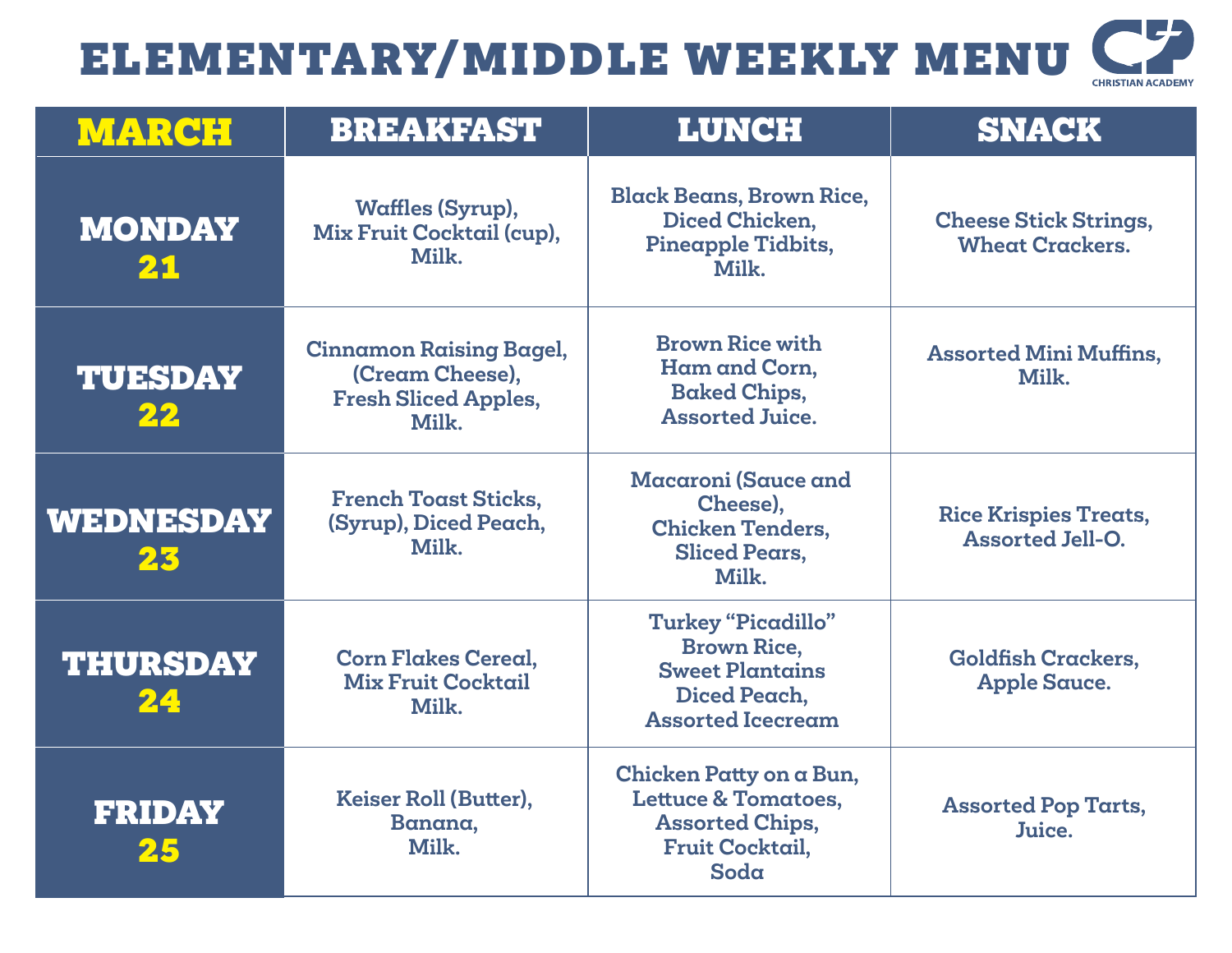# ELEMENTARY/MIDDLE WEEKLY MENU

CHRISTIAN ACADEMY

| MARCH | BREAKFAST | LUNCH | SNACK |
|---|---|---|---|
| MONDAY 21 | Waffles (Syrup), Mix Fruit Cocktail (cup), Milk. | Black Beans, Brown Rice, Diced Chicken, Pineapple Tidbits, Milk. | Cheese Stick Strings, Wheat Crackers. |
| TUESDAY 22 | Cinnamon Raising Bagel, (Cream Cheese), Fresh Sliced Apples, Milk. | Brown Rice with Ham and Corn, Baked Chips, Assorted Juice. | Assorted Mini Muffins, Milk. |
| WEDNESDAY 23 | French Toast Sticks, (Syrup), Diced Peach, Milk. | Macaroni (Sauce and Cheese), Chicken Tenders, Sliced Pears, Milk. | Rice Krispies Treats, Assorted Jell-O. |
| THURSDAY 24 | Corn Flakes Cereal, Mix Fruit Cocktail Milk. | Turkey "Picadillo" Brown Rice, Sweet Plantains Diced Peach, Assorted Icecream | Goldfish Crackers, Apple Sauce. |
| FRIDAY 25 | Keiser Roll (Butter), Banana, Milk. | Chicken Patty on a Bun, Lettuce & Tomatoes, Assorted Chips, Fruit Cocktail, Soda | Assorted Pop Tarts, Juice. |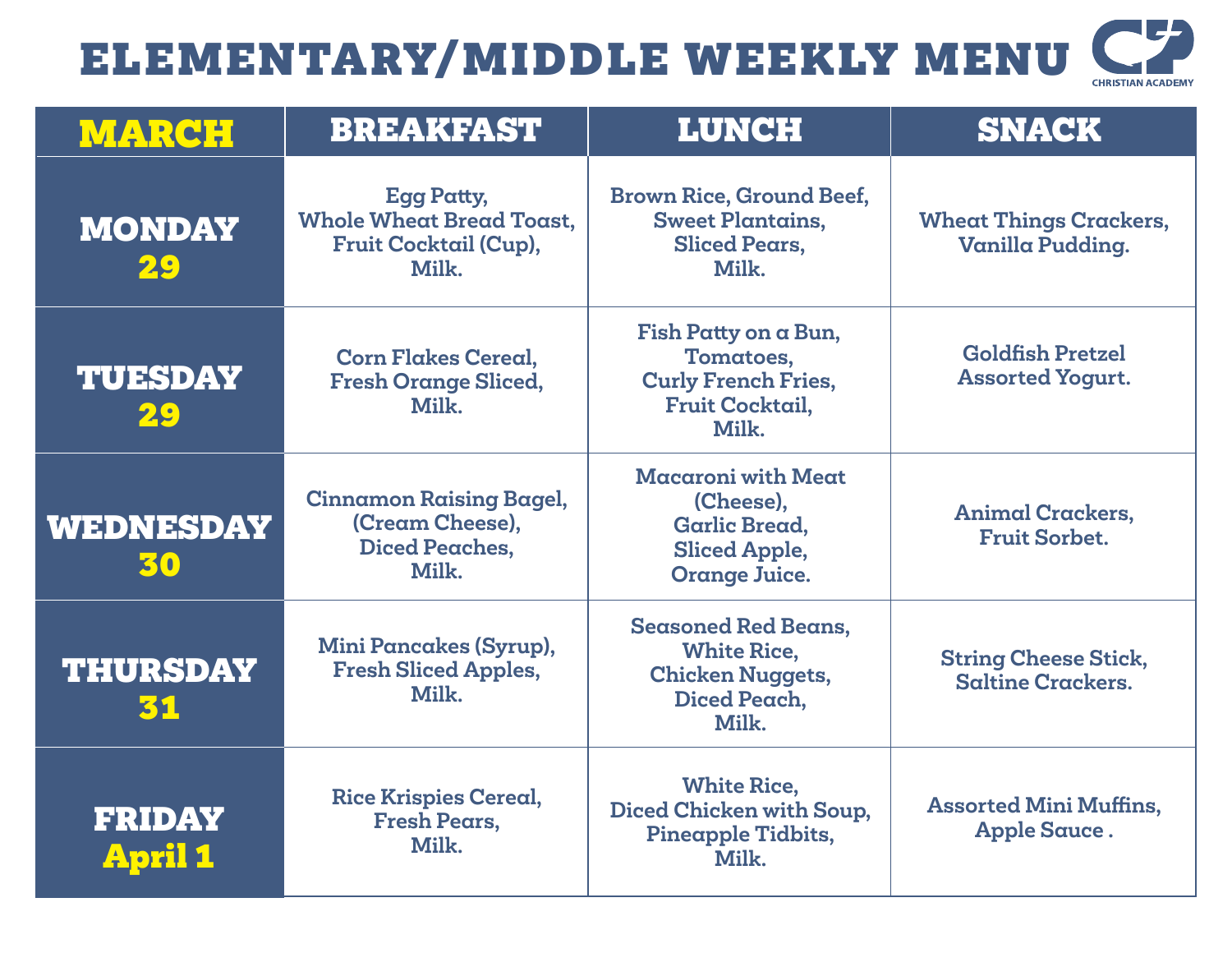# ELEMENTARY/MIDDLE WEEKLY MENU

CHRISTIAN ACADEMY

| MARCH | BREAKFAST | LUNCH | SNACK |
|---|---|---|---|
| MONDAY 29 | Egg Patty, Whole Wheat Bread Toast, Fruit Cocktail (Cup), Milk. | Brown Rice, Ground Beef, Sweet Plantains, Sliced Pears, Milk. | Wheat Things Crackers, Vanilla Pudding. |
| TUESDAY 29 | Corn Flakes Cereal, Fresh Orange Sliced, Milk. | Fish Patty on a Bun, Tomatoes, Curly French Fries, Fruit Cocktail, Milk. | Goldfish Pretzel Assorted Yogurt. |
| WEDNESDAY 30 | Cinnamon Raising Bagel, (Cream Cheese), Diced Peaches, Milk. | Macaroni with Meat (Cheese), Garlic Bread, Sliced Apple, Orange Juice. | Animal Crackers, Fruit Sorbet. |
| THURSDAY 31 | Mini Pancakes (Syrup), Fresh Sliced Apples, Milk. | Seasoned Red Beans, White Rice, Chicken Nuggets, Diced Peach, Milk. | String Cheese Stick, Saltine Crackers. |
| FRIDAY April 1 | Rice Krispies Cereal, Fresh Pears, Milk. | White Rice, Diced Chicken with Soup, Pineapple Tidbits, Milk. | Assorted Mini Muffins, Apple Sauce . |